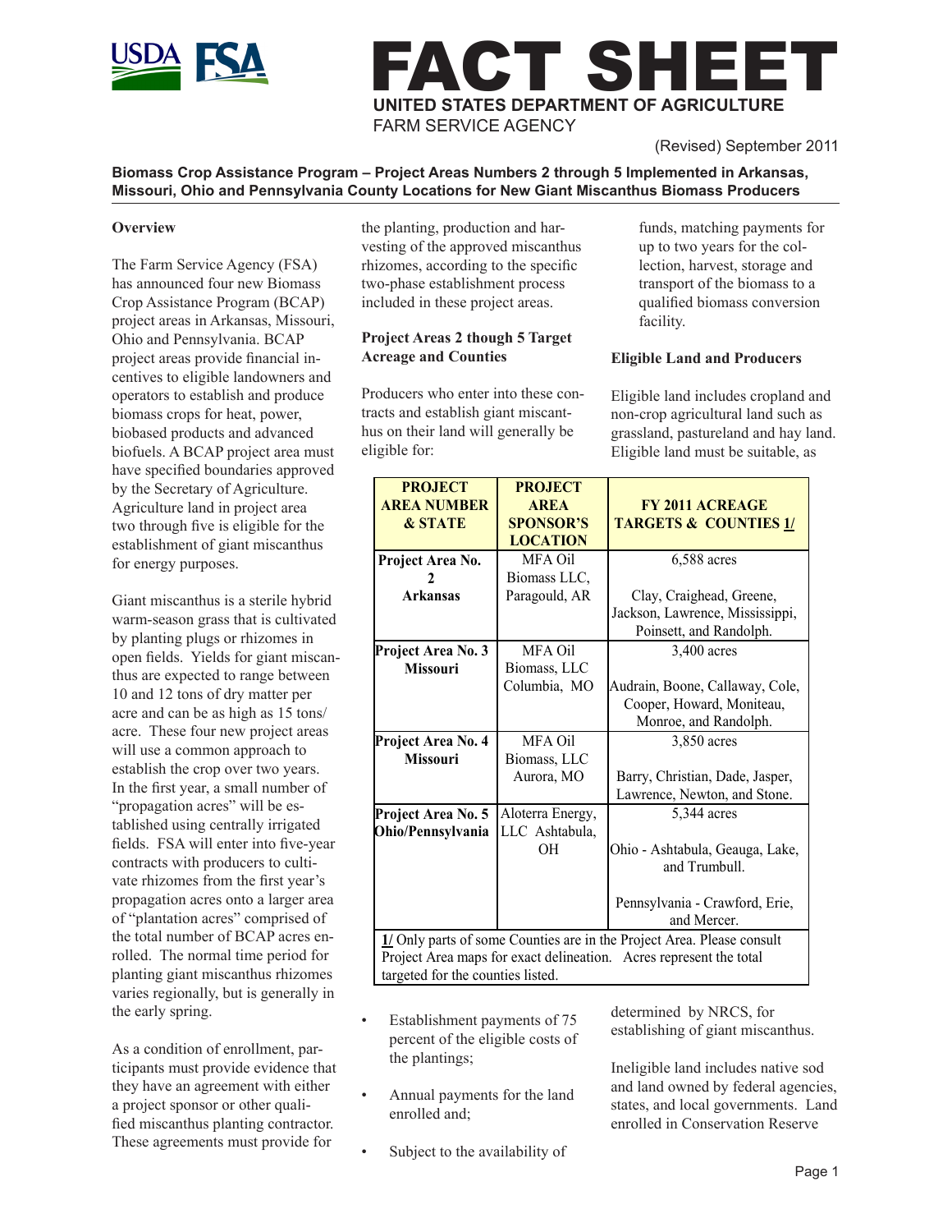# FACT SHEET

**UNITED STATES DEPARTMENT OF AGRICULTURE**
FARM SERVICE AGENCY

(Revised) September 2011

**Biomass Crop Assistance Program – Project Areas Numbers 2 through 5 Implemented in Arkansas, Missouri, Ohio and Pennsylvania County Locations for New Giant Miscanthus Biomass Producers**

## Overview

The Farm Service Agency (FSA) has announced four new Biomass Crop Assistance Program (BCAP) project areas in Arkansas, Missouri, Ohio and Pennsylvania. BCAP project areas provide financial incentives to eligible landowners and operators to establish and produce biomass crops for heat, power, biobased products and advanced biofuels. A BCAP project area must have specified boundaries approved by the Secretary of Agriculture. Agriculture land in project area two through five is eligible for the establishment of giant miscanthus for energy purposes.

Giant miscanthus is a sterile hybrid warm-season grass that is cultivated by planting plugs or rhizomes in open fields. Yields for giant miscanthus are expected to range between 10 and 12 tons of dry matter per acre and can be as high as 15 tons/acre. These four new project areas will use a common approach to establish the crop over two years. In the first year, a small number of "propagation acres" will be established using centrally irrigated fields. FSA will enter into five-year contracts with producers to cultivate rhizomes from the first year's propagation acres onto a larger area of "plantation acres" comprised of the total number of BCAP acres enrolled. The normal time period for planting giant miscanthus rhizomes varies regionally, but is generally in the early spring.

As a condition of enrollment, participants must provide evidence that they have an agreement with either a project sponsor or other qualified miscanthus planting contractor. These agreements must provide for the planting, production and harvesting of the approved miscanthus rhizomes, according to the specific two-phase establishment process included in these project areas.

## Project Areas 2 though 5 Target Acreage and Counties

Producers who enter into these contracts and establish giant miscanthus on their land will generally be eligible for:

| PROJECT AREA NUMBER & STATE | PROJECT AREA SPONSOR'S LOCATION | FY 2011 ACREAGE TARGETS & COUNTIES 1/ |
|---|---|---|
| **Project Area No. 2 Arkansas** | MFA Oil Biomass LLC, Paragould, AR | 6,588 acres<br><br>Clay, Craighead, Greene, Jackson, Lawrence, Mississippi, Poinsett, and Randolph. |
| **Project Area No. 3 Missouri** | MFA Oil Biomass, LLC Columbia, MO | 3,400 acres<br><br>Audrain, Boone, Callaway, Cole, Cooper, Howard, Moniteau, Monroe, and Randolph. |
| **Project Area No. 4 Missouri** | MFA Oil Biomass, LLC Aurora, MO | 3,850 acres<br><br>Barry, Christian, Dade, Jasper, Lawrence, Newton, and Stone. |
| **Project Area No. 5 Ohio/Pennsylvania** | Aloterra Energy, LLC Ashtabula, OH | 5,344 acres<br><br>Ohio - Ashtabula, Geauga, Lake, and Trumbull.<br><br>Pennsylvania - Crawford, Erie, and Mercer. |

1/ Only parts of some Counties are in the Project Area. Please consult Project Area maps for exact delineation. Acres represent the total targeted for the counties listed.

- Establishment payments of 75 percent of the eligible costs of the plantings;
- Annual payments for the land enrolled and;
- Subject to the availability of funds, matching payments for up to two years for the collection, harvest, storage and transport of the biomass to a qualified biomass conversion facility.

## Eligible Land and Producers

Eligible land includes cropland and non-crop agricultural land such as grassland, pastureland and hay land. Eligible land must be suitable, as determined by NRCS, for establishing of giant miscanthus.

Ineligible land includes native sod and land owned by federal agencies, states, and local governments. Land enrolled in Conservation Reserve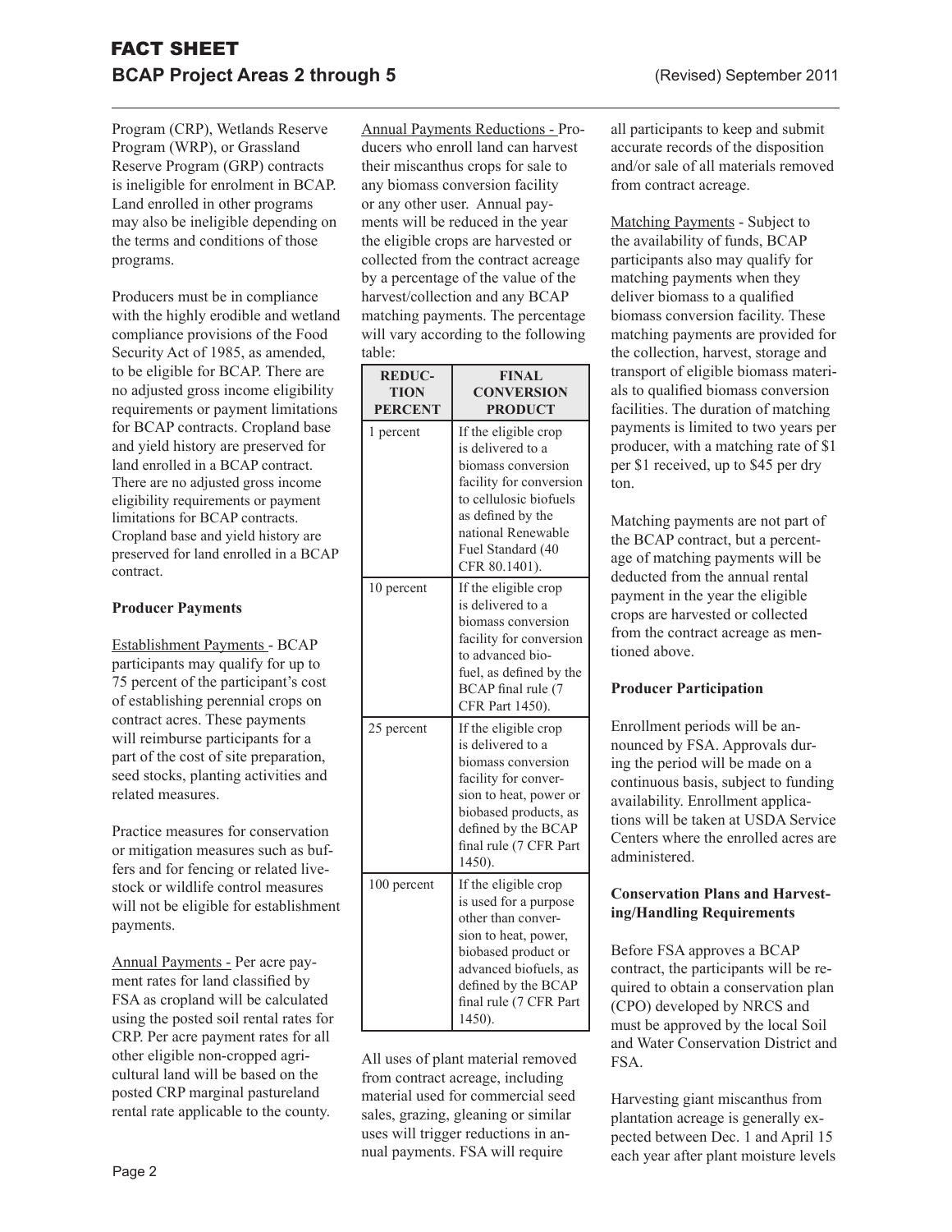Program (CRP), Wetlands Reserve Program (WRP), or Grassland Reserve Program (GRP) contracts is ineligible for enrolment in BCAP. Land enrolled in other programs may also be ineligible depending on the terms and conditions of those programs.

Producers must be in compliance with the highly erodible and wetland compliance provisions of the Food Security Act of 1985, as amended, to be eligible for BCAP. There are no adjusted gross income eligibility requirements or payment limitations for BCAP contracts. Cropland base and yield history are preserved for land enrolled in a BCAP contract. There are no adjusted gross income eligibility requirements or payment limitations for BCAP contracts. Cropland base and yield history are preserved for land enrolled in a BCAP contract.

**Producer Payments**

Establishment Payments - BCAP participants may qualify for up to 75 percent of the participant's cost of establishing perennial crops on contract acres. These payments will reimburse participants for a part of the cost of site preparation, seed stocks, planting activities and related measures.

Practice measures for conservation or mitigation measures such as buffers and for fencing or related livestock or wildlife control measures will not be eligible for establishment payments.

Annual Payments - Per acre payment rates for land classified by FSA as cropland will be calculated using the posted soil rental rates for CRP. Per acre payment rates for all other eligible non-cropped agricultural land will be based on the posted CRP marginal pastureland rental rate applicable to the county.

Annual Payments Reductions - Producers who enroll land can harvest their miscanthus crops for sale to any biomass conversion facility or any other user. Annual payments will be reduced in the year the eligible crops are harvested or collected from the contract acreage by a percentage of the value of the harvest/collection and any BCAP matching payments. The percentage will vary according to the following table:

| REDUCTION PERCENT | FINAL CONVERSION PRODUCT |
|---|---|
| 1 percent | If the eligible crop is delivered to a biomass conversion facility for conversion to cellulosic biofuels as defined by the national Renewable Fuel Standard (40 CFR 80.1401). |
| 10 percent | If the eligible crop is delivered to a biomass conversion facility for conversion to advanced biofuel, as defined by the BCAP final rule (7 CFR Part 1450). |
| 25 percent | If the eligible crop is delivered to a biomass conversion facility for conversion to heat, power or biobased products, as defined by the BCAP final rule (7 CFR Part 1450). |
| 100 percent | If the eligible crop is used for a purpose other than conversion to heat, power, biobased product or advanced biofuels, as defined by the BCAP final rule (7 CFR Part 1450). |

All uses of plant material removed from contract acreage, including material used for commercial seed sales, grazing, gleaning or similar uses will trigger reductions in annual payments. FSA will require all participants to keep and submit accurate records of the disposition and/or sale of all materials removed from contract acreage.

Matching Payments - Subject to the availability of funds, BCAP participants also may qualify for matching payments when they deliver biomass to a qualified biomass conversion facility. These matching payments are provided for the collection, harvest, storage and transport of eligible biomass materials to qualified biomass conversion facilities. The duration of matching payments is limited to two years per producer, with a matching rate of $1 per $1 received, up to $45 per dry ton.

Matching payments are not part of the BCAP contract, but a percentage of matching payments will be deducted from the annual rental payment in the year the eligible crops are harvested or collected from the contract acreage as mentioned above.

**Producer Participation**

Enrollment periods will be announced by FSA. Approvals during the period will be made on a continuous basis, subject to funding availability. Enrollment applications will be taken at USDA Service Centers where the enrolled acres are administered.

**Conservation Plans and Harvesting/Handling Requirements**

Before FSA approves a BCAP contract, the participants will be required to obtain a conservation plan (CPO) developed by NRCS and must be approved by the local Soil and Water Conservation District and FSA.

Harvesting giant miscanthus from plantation acreage is generally expected between Dec. 1 and April 15 each year after plant moisture levels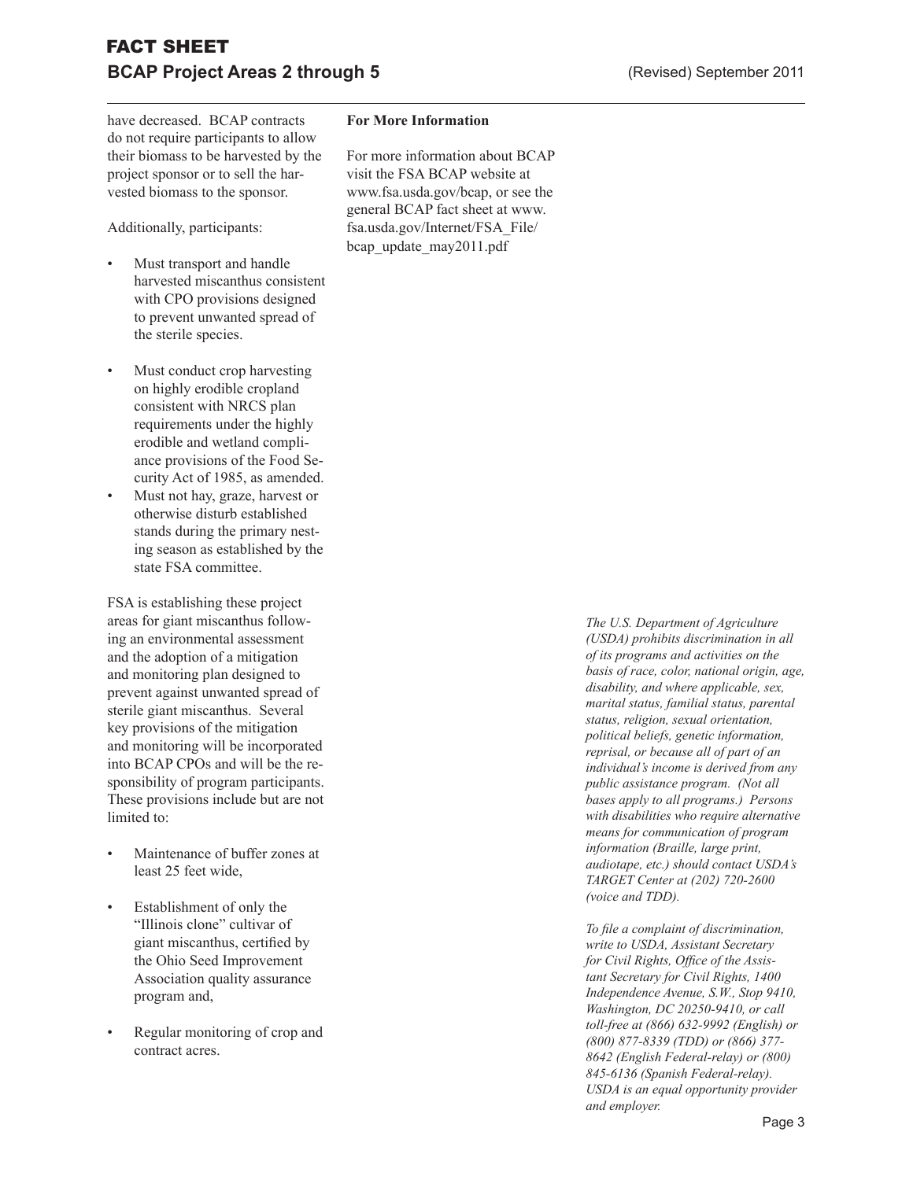have decreased. BCAP contracts do not require participants to allow their biomass to be harvested by the project sponsor or to sell the harvested biomass to the sponsor.

Additionally, participants:

- Must transport and handle harvested miscanthus consistent with CPO provisions designed to prevent unwanted spread of the sterile species.
- Must conduct crop harvesting on highly erodible cropland consistent with NRCS plan requirements under the highly erodible and wetland compliance provisions of the Food Security Act of 1985, as amended.
- Must not hay, graze, harvest or otherwise disturb established stands during the primary nesting season as established by the state FSA committee.

FSA is establishing these project areas for giant miscanthus following an environmental assessment and the adoption of a mitigation and monitoring plan designed to prevent against unwanted spread of sterile giant miscanthus. Several key provisions of the mitigation and monitoring will be incorporated into BCAP CPOs and will be the responsibility of program participants. These provisions include but are not limited to:

- Maintenance of buffer zones at least 25 feet wide,
- Establishment of only the "Illinois clone" cultivar of giant miscanthus, certified by the Ohio Seed Improvement Association quality assurance program and,
- Regular monitoring of crop and contract acres.

**For More Information**

For more information about BCAP visit the FSA BCAP website at www.fsa.usda.gov/bcap, or see the general BCAP fact sheet at www.fsa.usda.gov/Internet/FSA_File/bcap_update_may2011.pdf

*The U.S. Department of Agriculture (USDA) prohibits discrimination in all of its programs and activities on the basis of race, color, national origin, age, disability, and where applicable, sex, marital status, familial status, parental status, religion, sexual orientation, political beliefs, genetic information, reprisal, or because all of part of an individual's income is derived from any public assistance program. (Not all bases apply to all programs.) Persons with disabilities who require alternative means for communication of program information (Braille, large print, audiotape, etc.) should contact USDA's TARGET Center at (202) 720-2600 (voice and TDD).*

*To file a complaint of discrimination, write to USDA, Assistant Secretary for Civil Rights, Office of the Assistant Secretary for Civil Rights, 1400 Independence Avenue, S.W., Stop 9410, Washington, DC 20250-9410, or call toll-free at (866) 632-9992 (English) or (800) 877-8339 (TDD) or (866) 377-8642 (English Federal-relay) or (800) 845-6136 (Spanish Federal-relay). USDA is an equal opportunity provider and employer.*